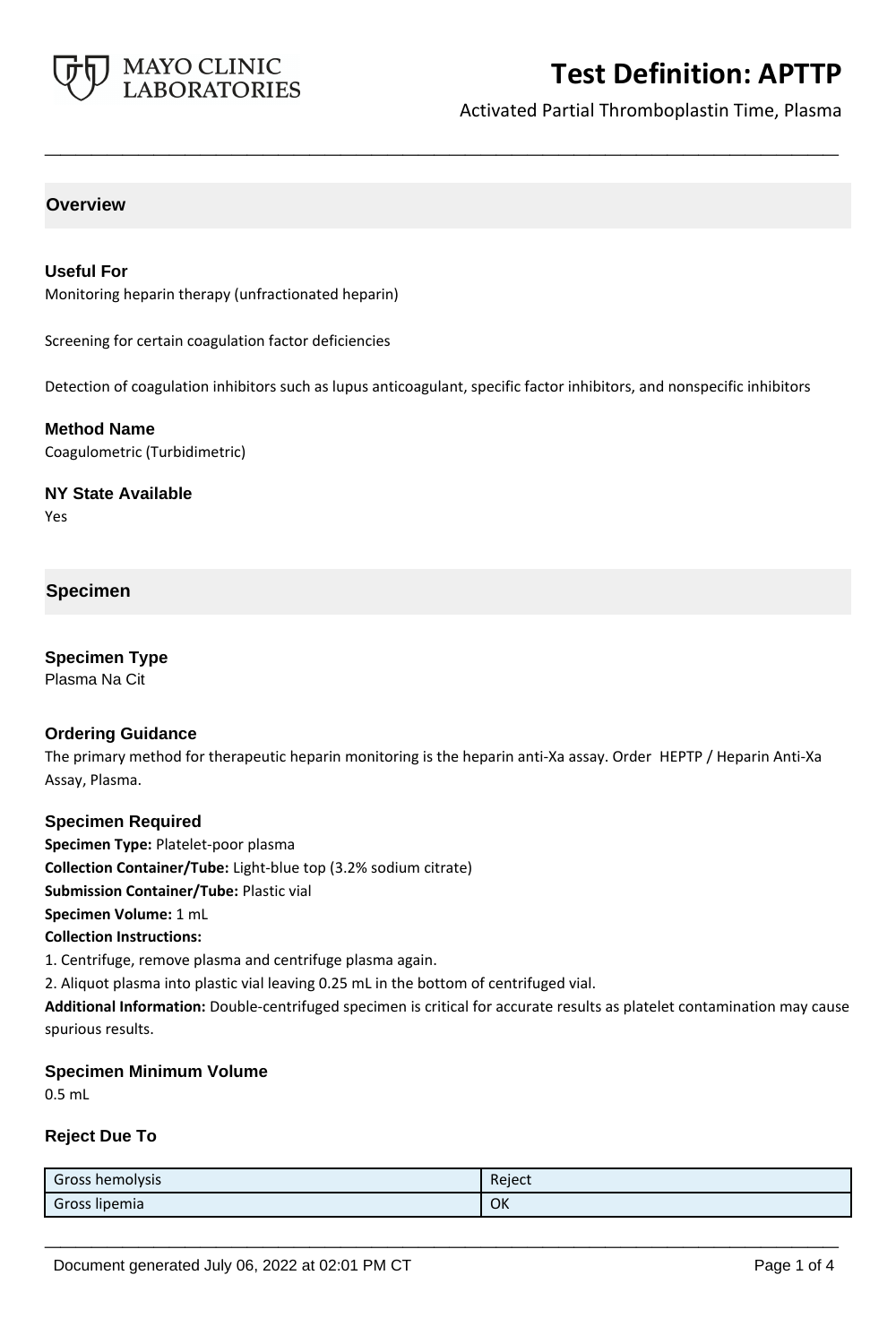# Test Definition: APTTP

Activated Partial Thromboplastin Time, Plasma

## Overview

### Useful For

Monitoring heparin therapy (unfractionated heparin)

Screening for certain coagulation factor deficiencies

Detection of coagulation inhibitors such as lupus anticoagulant, specific factor inhibitors, and nonspecific inhibitors

### Method Name

Coagulometric (Turbidimetric)

### NY State Available

Yes

## Specimen

### Specimen Type

Plasma Na Cit

### Ordering Guidance

The primary method for therapeutic heparin monitoring is the heparin anti-Xa assay. Order HEPTP / Heparin Anti-Xa Assay, Plasma.

### Specimen Required

**Specimen Type:** Platelet-poor plasma
**Collection Container/Tube:** Light-blue top (3.2% sodium citrate)
**Submission Container/Tube:** Plastic vial
**Specimen Volume:** 1 mL
**Collection Instructions:**
1. Centrifuge, remove plasma and centrifuge plasma again.
2. Aliquot plasma into plastic vial leaving 0.25 mL in the bottom of centrifuged vial.

**Additional Information:** Double-centrifuged specimen is critical for accurate results as platelet contamination may cause spurious results.

### Specimen Minimum Volume

0.5 mL

### Reject Due To

| | |
|---|---|
| Gross hemolysis | Reject |
| Gross lipemia | OK |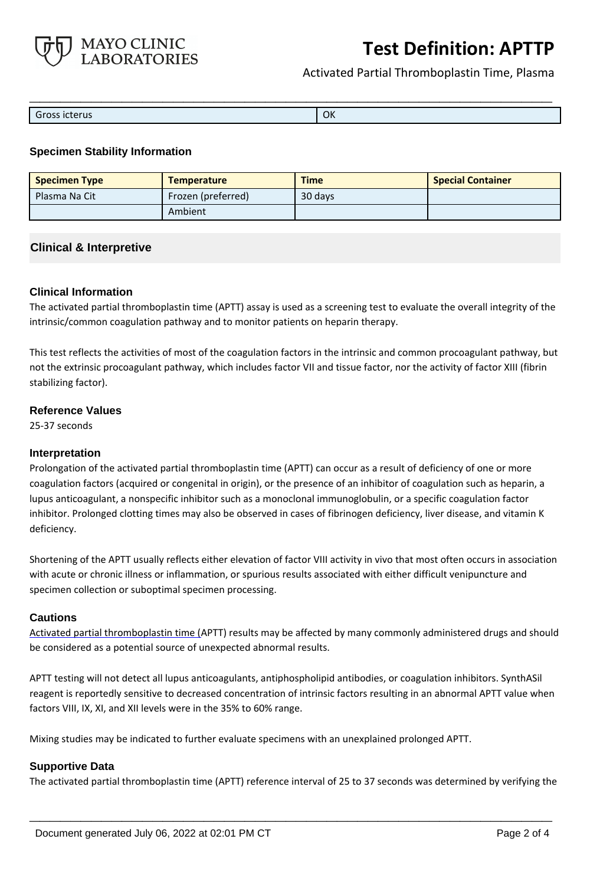| Gross icterus | OK |
|---|---|

**Specimen Stability Information**

| Specimen Type | Temperature | Time | Special Container |
|---|---|---|---|
| Plasma Na Cit | Frozen (preferred) | 30 days | |
| | Ambient | | |

## Clinical & Interpretive

### Clinical Information

The activated partial thromboplastin time (APTT) assay is used as a screening test to evaluate the overall integrity of the intrinsic/common coagulation pathway and to monitor patients on heparin therapy.

This test reflects the activities of most of the coagulation factors in the intrinsic and common procoagulant pathway, but not the extrinsic procoagulant pathway, which includes factor VII and tissue factor, nor the activity of factor XIII (fibrin stabilizing factor).

### Reference Values

25-37 seconds

### Interpretation

Prolongation of the activated partial thromboplastin time (APTT) can occur as a result of deficiency of one or more coagulation factors (acquired or congenital in origin), or the presence of an inhibitor of coagulation such as heparin, a lupus anticoagulant, a nonspecific inhibitor such as a monoclonal immunoglobulin, or a specific coagulation factor inhibitor. Prolonged clotting times may also be observed in cases of fibrinogen deficiency, liver disease, and vitamin K deficiency.

Shortening of the APTT usually reflects either elevation of factor VIII activity in vivo that most often occurs in association with acute or chronic illness or inflammation, or spurious results associated with either difficult venipuncture and specimen collection or suboptimal specimen processing.

### Cautions

Activated partial thromboplastin time (APTT) results may be affected by many commonly administered drugs and should be considered as a potential source of unexpected abnormal results.

APTT testing will not detect all lupus anticoagulants, antiphospholipid antibodies, or coagulation inhibitors. SynthASil reagent is reportedly sensitive to decreased concentration of intrinsic factors resulting in an abnormal APTT value when factors VIII, IX, XI, and XII levels were in the 35% to 60% range.

Mixing studies may be indicated to further evaluate specimens with an unexplained prolonged APTT.

### Supportive Data

The activated partial thromboplastin time (APTT) reference interval of 25 to 37 seconds was determined by verifying the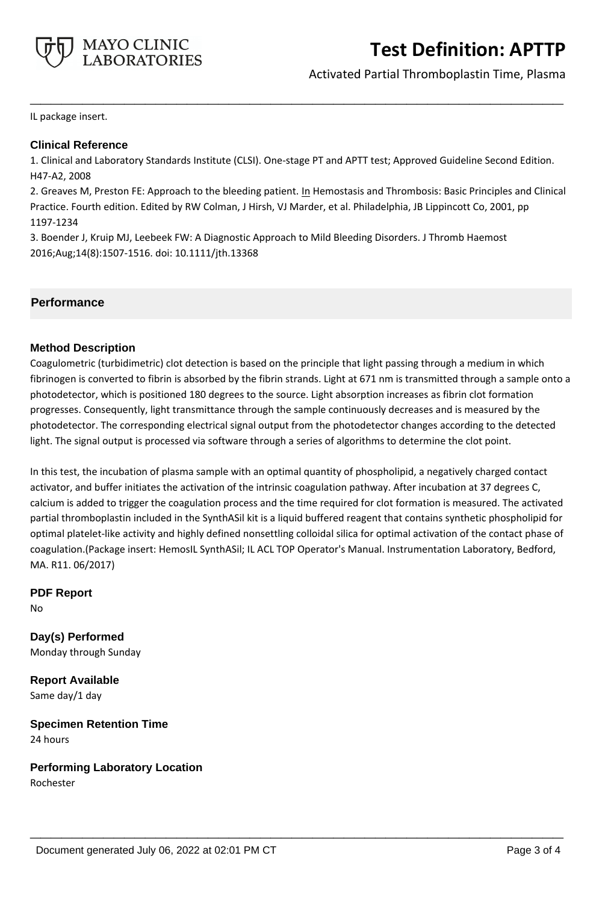IL package insert.

### Clinical Reference

1. Clinical and Laboratory Standards Institute (CLSI). One-stage PT and APTT test; Approved Guideline Second Edition. H47-A2, 2008
2. Greaves M, Preston FE: Approach to the bleeding patient. In Hemostasis and Thrombosis: Basic Principles and Clinical Practice. Fourth edition. Edited by RW Colman, J Hirsh, VJ Marder, et al. Philadelphia, JB Lippincott Co, 2001, pp 1197-1234
3. Boender J, Kruip MJ, Leebeek FW: A Diagnostic Approach to Mild Bleeding Disorders. J Thromb Haemost 2016;Aug;14(8):1507-1516. doi: 10.1111/jth.13368

## Performance

### Method Description

Coagulometric (turbidimetric) clot detection is based on the principle that light passing through a medium in which fibrinogen is converted to fibrin is absorbed by the fibrin strands. Light at 671 nm is transmitted through a sample onto a photodetector, which is positioned 180 degrees to the source. Light absorption increases as fibrin clot formation progresses. Consequently, light transmittance through the sample continuously decreases and is measured by the photodetector. The corresponding electrical signal output from the photodetector changes according to the detected light. The signal output is processed via software through a series of algorithms to determine the clot point.

In this test, the incubation of plasma sample with an optimal quantity of phospholipid, a negatively charged contact activator, and buffer initiates the activation of the intrinsic coagulation pathway. After incubation at 37 degrees C, calcium is added to trigger the coagulation process and the time required for clot formation is measured. The activated partial thromboplastin included in the SynthASil kit is a liquid buffered reagent that contains synthetic phospholipid for optimal platelet-like activity and highly defined nonsettling colloidal silica for optimal activation of the contact phase of coagulation.(Package insert: HemosIL SynthASil; IL ACL TOP Operator's Manual. Instrumentation Laboratory, Bedford, MA. R11. 06/2017)

### PDF Report

No

### Day(s) Performed

Monday through Sunday

### Report Available

Same day/1 day

### Specimen Retention Time

24 hours

### Performing Laboratory Location

Rochester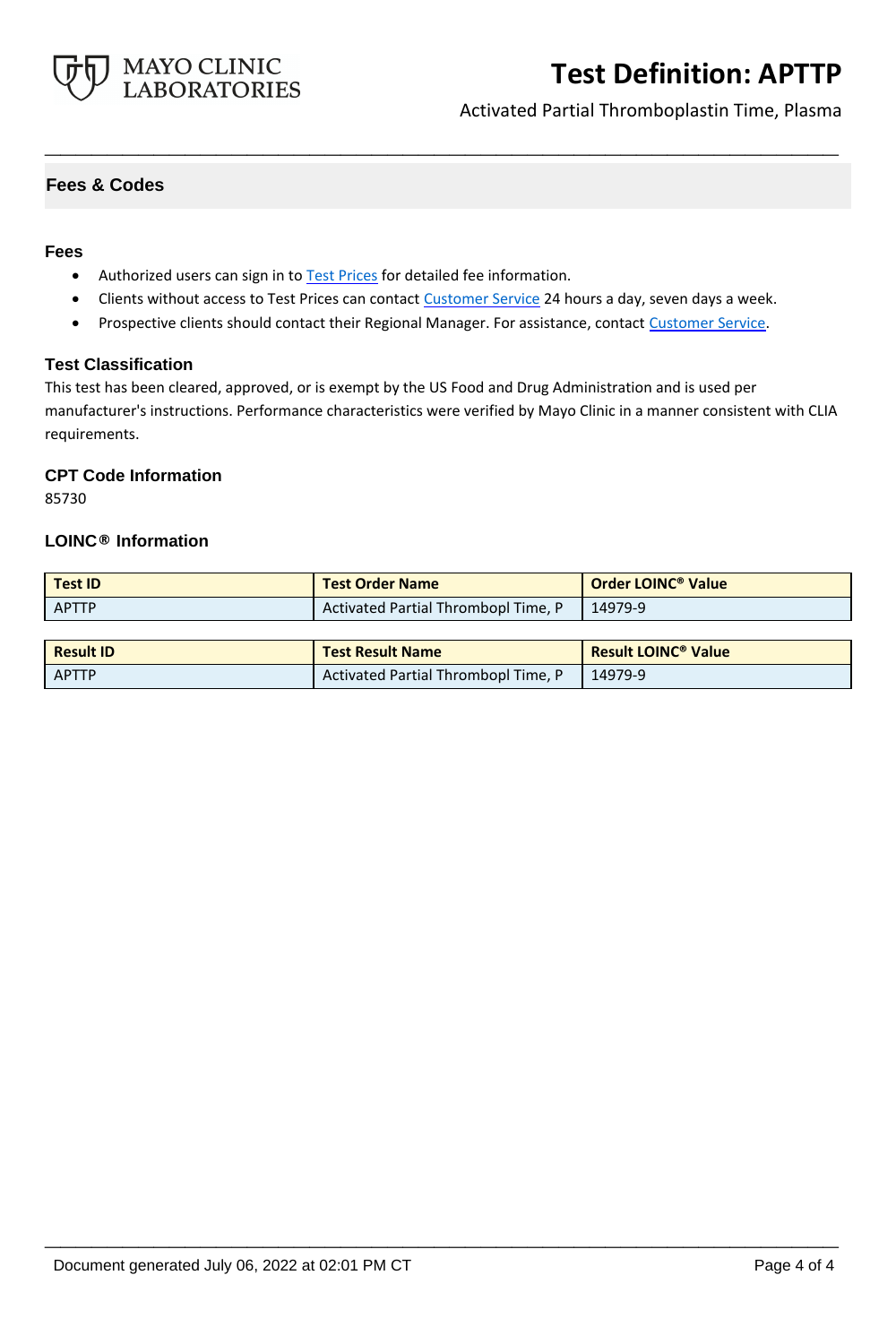## Fees & Codes

### Fees

- Authorized users can sign in to Test Prices for detailed fee information.
- Clients without access to Test Prices can contact Customer Service 24 hours a day, seven days a week.
- Prospective clients should contact their Regional Manager. For assistance, contact Customer Service.

### Test Classification

This test has been cleared, approved, or is exempt by the US Food and Drug Administration and is used per manufacturer's instructions. Performance characteristics were verified by Mayo Clinic in a manner consistent with CLIA requirements.

### CPT Code Information

85730

### LOINC® Information

| Test ID | Test Order Name | Order LOINC® Value |
|---|---|---|
| APTTP | Activated Partial Thrombopl Time, P | 14979-9 |

| Result ID | Test Result Name | Result LOINC® Value |
|---|---|---|
| APTTP | Activated Partial Thrombopl Time, P | 14979-9 |